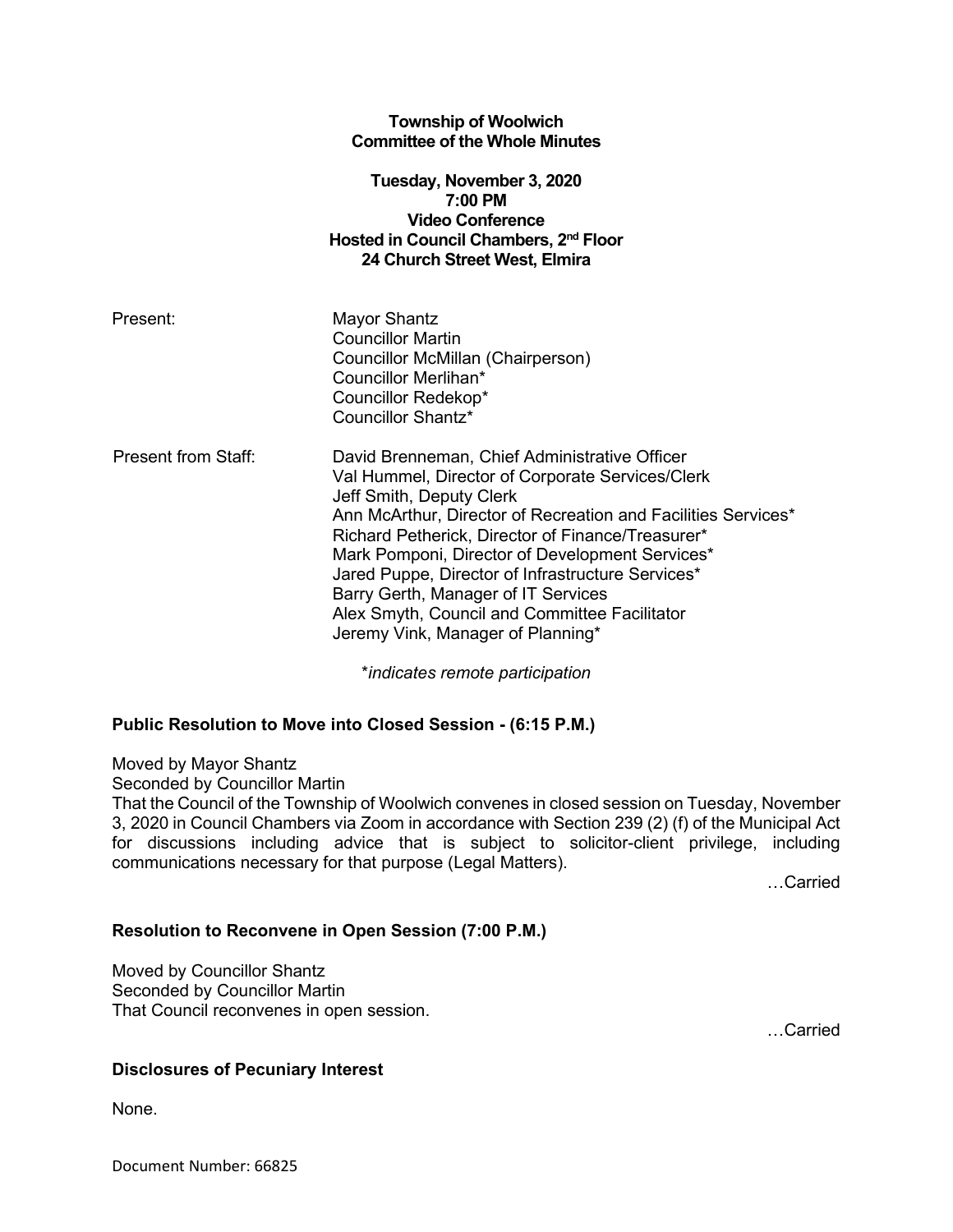# Township of Woolwich
## Committee of the Whole Minutes

**Tuesday, November 3, 2020**
**7:00 PM**
**Video Conference**
**Hosted in Council Chambers, 2nd Floor**
**24 Church Street West, Elmira**

Present:
- Mayor Shantz
- Councillor Martin
- Councillor McMillan (Chairperson)
- Councillor Merlihan*
- Councillor Redekop*
- Councillor Shantz*

Present from Staff:
- David Brenneman, Chief Administrative Officer
- Val Hummel, Director of Corporate Services/Clerk
- Jeff Smith, Deputy Clerk
- Ann McArthur, Director of Recreation and Facilities Services*
- Richard Petherick, Director of Finance/Treasurer*
- Mark Pomponi, Director of Development Services*
- Jared Puppe, Director of Infrastructure Services*
- Barry Gerth, Manager of IT Services
- Alex Smyth, Council and Committee Facilitator
- Jeremy Vink, Manager of Planning*

*\*indicates remote participation*

### Public Resolution to Move into Closed Session - (6:15 P.M.)

Moved by Mayor Shantz
Seconded by Councillor Martin
That the Council of the Township of Woolwich convenes in closed session on Tuesday, November 3, 2020 in Council Chambers via Zoom in accordance with Section 239 (2) (f) of the Municipal Act for discussions including advice that is subject to solicitor-client privilege, including communications necessary for that purpose (Legal Matters).

…Carried

### Resolution to Reconvene in Open Session (7:00 P.M.)

Moved by Councillor Shantz
Seconded by Councillor Martin
That Council reconvenes in open session.

…Carried

### Disclosures of Pecuniary Interest

None.

Document Number: 66825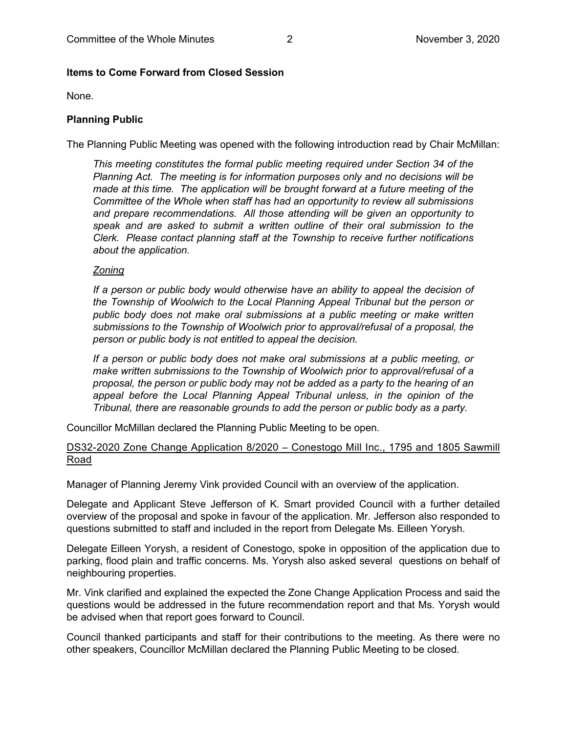**Items to Come Forward from Closed Session**

None.

**Planning Public**

The Planning Public Meeting was opened with the following introduction read by Chair McMillan:

> *This meeting constitutes the formal public meeting required under Section 34 of the Planning Act. The meeting is for information purposes only and no decisions will be made at this time. The application will be brought forward at a future meeting of the Committee of the Whole when staff has had an opportunity to review all submissions and prepare recommendations. All those attending will be given an opportunity to speak and are asked to submit a written outline of their oral submission to the Clerk. Please contact planning staff at the Township to receive further notifications about the application.*
>
> *Zoning*
>
> *If a person or public body would otherwise have an ability to appeal the decision of the Township of Woolwich to the Local Planning Appeal Tribunal but the person or public body does not make oral submissions at a public meeting or make written submissions to the Township of Woolwich prior to approval/refusal of a proposal, the person or public body is not entitled to appeal the decision.*
>
> *If a person or public body does not make oral submissions at a public meeting, or make written submissions to the Township of Woolwich prior to approval/refusal of a proposal, the person or public body may not be added as a party to the hearing of an appeal before the Local Planning Appeal Tribunal unless, in the opinion of the Tribunal, there are reasonable grounds to add the person or public body as a party.*

Councillor McMillan declared the Planning Public Meeting to be open.

DS32-2020 Zone Change Application 8/2020 – Conestogo Mill Inc., 1795 and 1805 Sawmill Road

Manager of Planning Jeremy Vink provided Council with an overview of the application.

Delegate and Applicant Steve Jefferson of K. Smart provided Council with a further detailed overview of the proposal and spoke in favour of the application. Mr. Jefferson also responded to questions submitted to staff and included in the report from Delegate Ms. Eilleen Yorysh.

Delegate Eilleen Yorysh, a resident of Conestogo, spoke in opposition of the application due to parking, flood plain and traffic concerns. Ms. Yorysh also asked several questions on behalf of neighbouring properties.

Mr. Vink clarified and explained the expected the Zone Change Application Process and said the questions would be addressed in the future recommendation report and that Ms. Yorysh would be advised when that report goes forward to Council.

Council thanked participants and staff for their contributions to the meeting. As there were no other speakers, Councillor McMillan declared the Planning Public Meeting to be closed.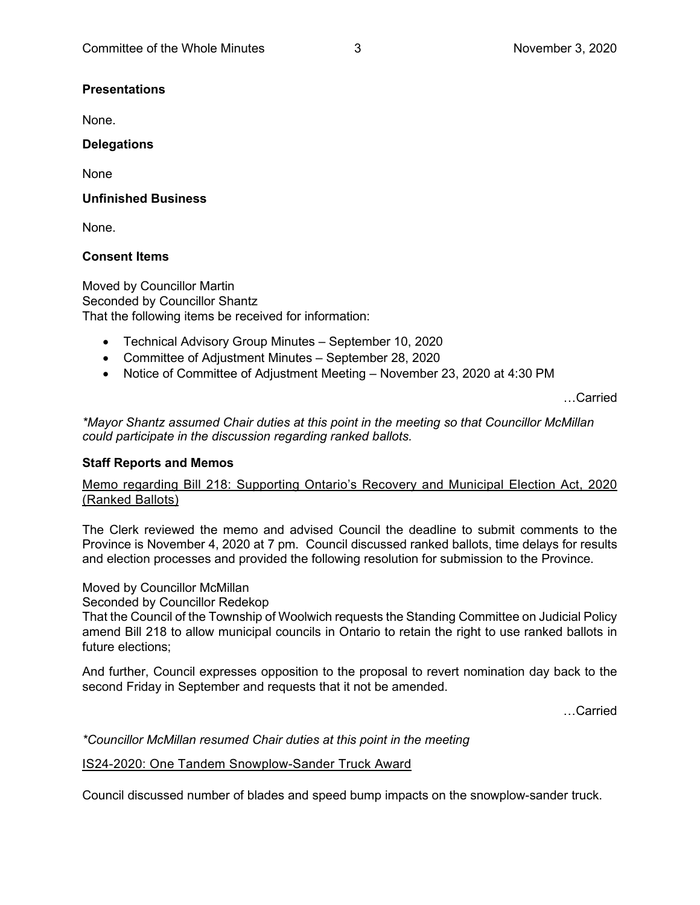## Presentations

None.

## Delegations

None

## Unfinished Business

None.

## Consent Items

Moved by Councillor Martin
Seconded by Councillor Shantz
That the following items be received for information:

- Technical Advisory Group Minutes – September 10, 2020
- Committee of Adjustment Minutes – September 28, 2020
- Notice of Committee of Adjustment Meeting – November 23, 2020 at 4:30 PM

…Carried

*\*Mayor Shantz assumed Chair duties at this point in the meeting so that Councillor McMillan could participate in the discussion regarding ranked ballots.*

## Staff Reports and Memos

<u>Memo regarding Bill 218: Supporting Ontario's Recovery and Municipal Election Act, 2020 (Ranked Ballots)</u>

The Clerk reviewed the memo and advised Council the deadline to submit comments to the Province is November 4, 2020 at 7 pm. Council discussed ranked ballots, time delays for results and election processes and provided the following resolution for submission to the Province.

Moved by Councillor McMillan
Seconded by Councillor Redekop
That the Council of the Township of Woolwich requests the Standing Committee on Judicial Policy amend Bill 218 to allow municipal councils in Ontario to retain the right to use ranked ballots in future elections;

And further, Council expresses opposition to the proposal to revert nomination day back to the second Friday in September and requests that it not be amended.

…Carried

*\*Councillor McMillan resumed Chair duties at this point in the meeting*

<u>IS24-2020: One Tandem Snowplow-Sander Truck Award</u>

Council discussed number of blades and speed bump impacts on the snowplow-sander truck.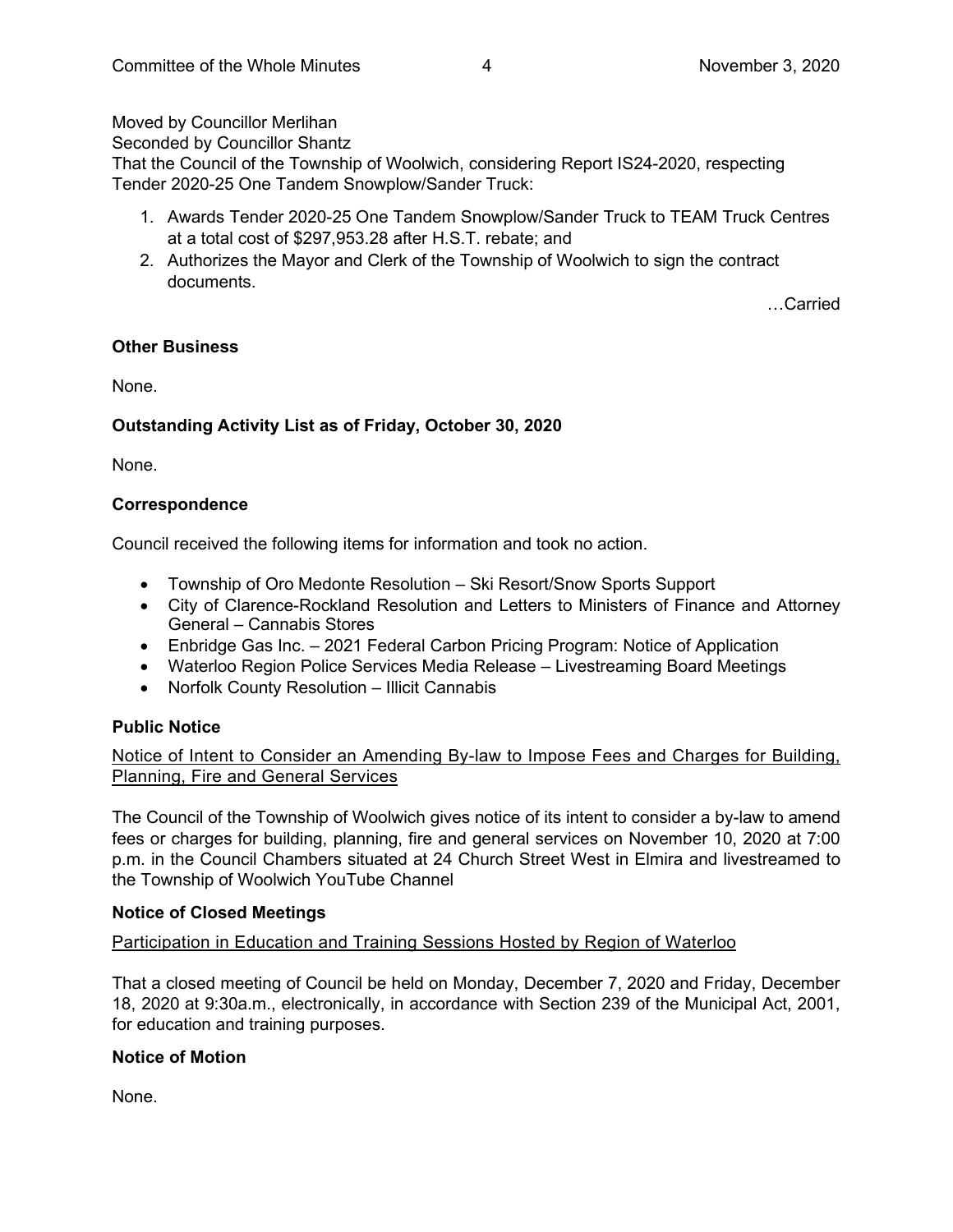Moved by Councillor Merlihan
Seconded by Councillor Shantz
That the Council of the Township of Woolwich, considering Report IS24-2020, respecting Tender 2020-25 One Tandem Snowplow/Sander Truck:

1. Awards Tender 2020-25 One Tandem Snowplow/Sander Truck to TEAM Truck Centres at a total cost of $297,953.28 after H.S.T. rebate; and
2. Authorizes the Mayor and Clerk of the Township of Woolwich to sign the contract documents.

…Carried

**Other Business**

None.

**Outstanding Activity List as of Friday, October 30, 2020**

None.

**Correspondence**

Council received the following items for information and took no action.

- Township of Oro Medonte Resolution – Ski Resort/Snow Sports Support
- City of Clarence-Rockland Resolution and Letters to Ministers of Finance and Attorney General – Cannabis Stores
- Enbridge Gas Inc. – 2021 Federal Carbon Pricing Program: Notice of Application
- Waterloo Region Police Services Media Release – Livestreaming Board Meetings
- Norfolk County Resolution – Illicit Cannabis

**Public Notice**

Notice of Intent to Consider an Amending By-law to Impose Fees and Charges for Building, Planning, Fire and General Services

The Council of the Township of Woolwich gives notice of its intent to consider a by-law to amend fees or charges for building, planning, fire and general services on November 10, 2020 at 7:00 p.m. in the Council Chambers situated at 24 Church Street West in Elmira and livestreamed to the Township of Woolwich YouTube Channel

**Notice of Closed Meetings**

Participation in Education and Training Sessions Hosted by Region of Waterloo

That a closed meeting of Council be held on Monday, December 7, 2020 and Friday, December 18, 2020 at 9:30a.m., electronically, in accordance with Section 239 of the Municipal Act, 2001, for education and training purposes.

**Notice of Motion**

None.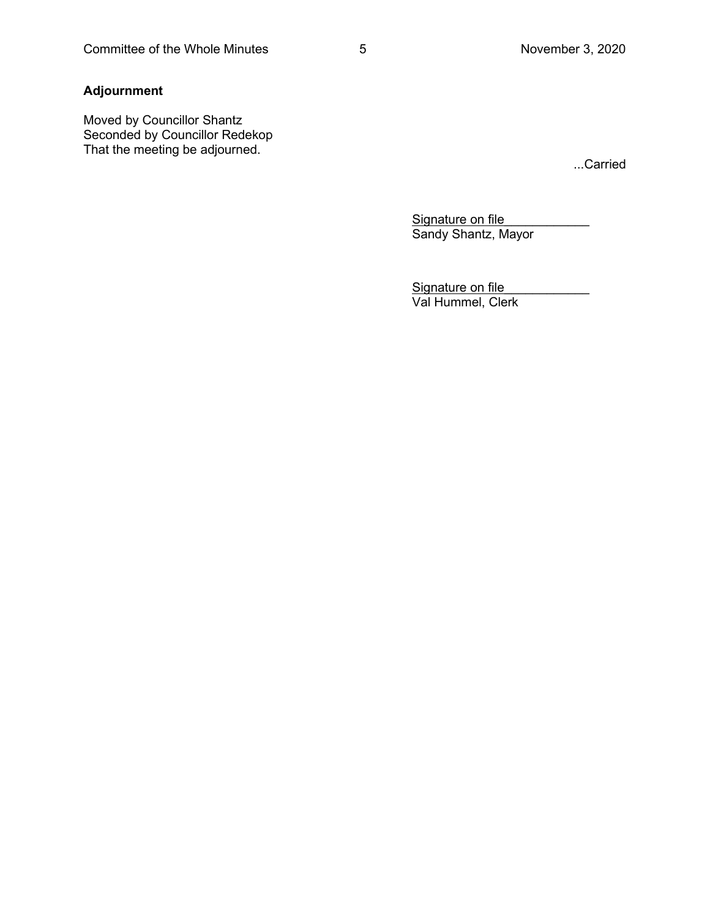**Adjournment**

Moved by Councillor Shantz
Seconded by Councillor Redekop
That the meeting be adjourned.

...Carried

Signature on file
Sandy Shantz, Mayor

Signature on file
Val Hummel, Clerk